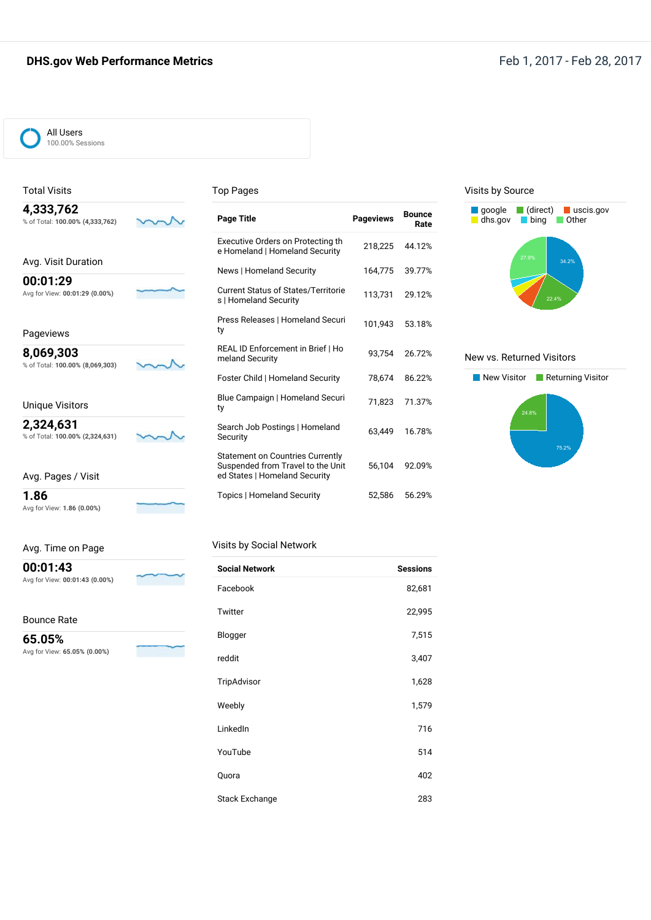# DHS.gov Web Performance Metrics

Feb 1, 2017 - Feb 28, 2017

All Users
100.00% Sessions

## Total Visits

**4,333,762**
% of Total: **100.00% (4,333,762)**

## Avg. Visit Duration

**00:01:29**
Avg for View: **00:01:29 (0.00%)**

## Pageviews

**8,069,303**
% of Total: **100.00% (8,069,303)**

## Unique Visitors

**2,324,631**
% of Total: **100.00% (2,324,631)**

## Avg. Pages / Visit

**1.86**
Avg for View: **1.86 (0.00%)**

## Avg. Time on Page

**00:01:43**
Avg for View: **00:01:43 (0.00%)**

## Bounce Rate

**65.05%**
Avg for View: **65.05% (0.00%)**

## Top Pages

| Page Title | Pageviews | Bounce Rate |
| --- | --- | --- |
| Executive Orders on Protecting the Homeland \| Homeland Security | 218,225 | 44.12% |
| News \| Homeland Security | 164,775 | 39.77% |
| Current Status of States/Territories \| Homeland Security | 113,731 | 29.12% |
| Press Releases \| Homeland Security | 101,943 | 53.18% |
| REAL ID Enforcement in Brief \| Homeland Security | 93,754 | 26.72% |
| Foster Child \| Homeland Security | 78,674 | 86.22% |
| Blue Campaign \| Homeland Security | 71,823 | 71.37% |
| Search Job Postings \| Homeland Security | 63,449 | 16.78% |
| Statement on Countries Currently Suspended from Travel to the United States \| Homeland Security | 56,104 | 92.09% |
| Topics \| Homeland Security | 52,586 | 56.29% |

## Visits by Social Network

| Social Network | Sessions |
| --- | --- |
| Facebook | 82,681 |
| Twitter | 22,995 |
| Blogger | 7,515 |
| reddit | 3,407 |
| TripAdvisor | 1,628 |
| Weebly | 1,579 |
| LinkedIn | 716 |
| YouTube | 514 |
| Quora | 402 |
| Stack Exchange | 283 |

## Visits by Source

google, (direct), uscis.gov, dhs.gov, bing, Other

34.2%, 22.4%, 27.9%

## New vs. Returned Visitors

New Visitor, Returning Visitor

75.2%, 24.8%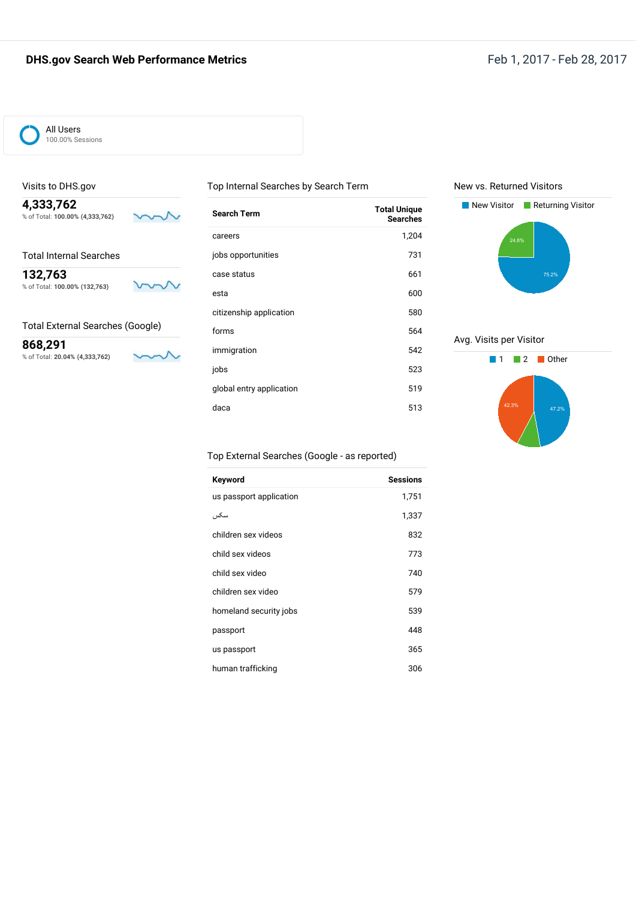# DHS.gov Search Web Performance Metrics

Feb 1, 2017 - Feb 28, 2017

All Users
100.00% Sessions

## Visits to DHS.gov

**4,333,762**
% of Total: **100.00% (4,333,762)**

## Total Internal Searches

**132,763**
% of Total: **100.00% (132,763)**

## Total External Searches (Google)

**868,291**
% of Total: **20.04% (4,333,762)**

## Top Internal Searches by Search Term

| Search Term | Total Unique Searches |
|---|---|
| careers | 1,204 |
| jobs opportunities | 731 |
| case status | 661 |
| esta | 600 |
| citizenship application | 580 |
| forms | 564 |
| immigration | 542 |
| jobs | 523 |
| global entry application | 519 |
| daca | 513 |

## Top External Searches (Google - as reported)

| Keyword | Sessions |
|---|---|
| us passport application | 1,751 |
| سکس | 1,337 |
| children sex videos | 832 |
| child sex videos | 773 |
| child sex video | 740 |
| children sex video | 579 |
| homeland security jobs | 539 |
| passport | 448 |
| us passport | 365 |
| human trafficking | 306 |

## New vs. Returned Visitors

New Visitor | Returning Visitor

- New Visitor: 75.2%
- Returning Visitor: 24.8%

## Avg. Visits per Visitor

1 | 2 | Other

- 1: 47.2%
- Other: 42.3%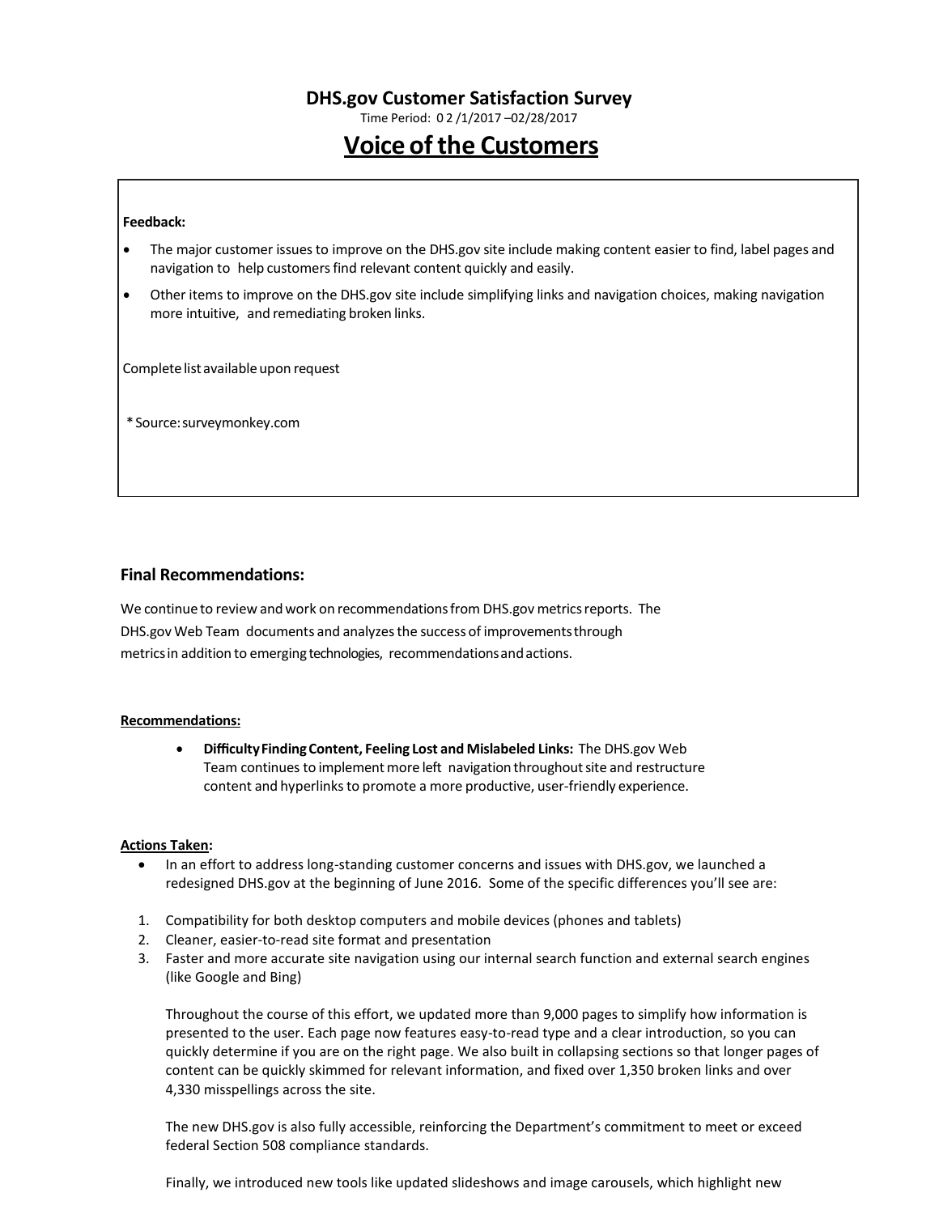## DHS.gov Customer Satisfaction Survey

Time Period: 0 2 /1/2017 –02/28/2017

# Voice of the Customers

**Feedback:**

- The major customer issues to improve on the DHS.gov site include making content easier to find, label pages and navigation to help customers find relevant content quickly and easily.
- Other items to improve on the DHS.gov site include simplifying links and navigation choices, making navigation more intuitive, and remediating broken links.

Complete list available upon request

*Source: surveymonkey.com

### Final Recommendations:

We continue to review and work on recommendations from DHS.gov metrics reports. The DHS.gov Web Team documents and analyzes the success of improvements through metrics in addition to emerging technologies, recommendations and actions.

**Recommendations:**

- **Difficulty Finding Content, Feeling Lost and Mislabeled Links:** The DHS.gov Web Team continues to implement more left navigation throughout site and restructure content and hyperlinks to promote a more productive, user-friendly experience.

**Actions Taken:**

- In an effort to address long-standing customer concerns and issues with DHS.gov, we launched a redesigned DHS.gov at the beginning of June 2016. Some of the specific differences you'll see are:

1. Compatibility for both desktop computers and mobile devices (phones and tablets)
2. Cleaner, easier-to-read site format and presentation
3. Faster and more accurate site navigation using our internal search function and external search engines (like Google and Bing)

Throughout the course of this effort, we updated more than 9,000 pages to simplify how information is presented to the user. Each page now features easy-to-read type and a clear introduction, so you can quickly determine if you are on the right page. We also built in collapsing sections so that longer pages of content can be quickly skimmed for relevant information, and fixed over 1,350 broken links and over 4,330 misspellings across the site.

The new DHS.gov is also fully accessible, reinforcing the Department's commitment to meet or exceed federal Section 508 compliance standards.

Finally, we introduced new tools like updated slideshows and image carousels, which highlight new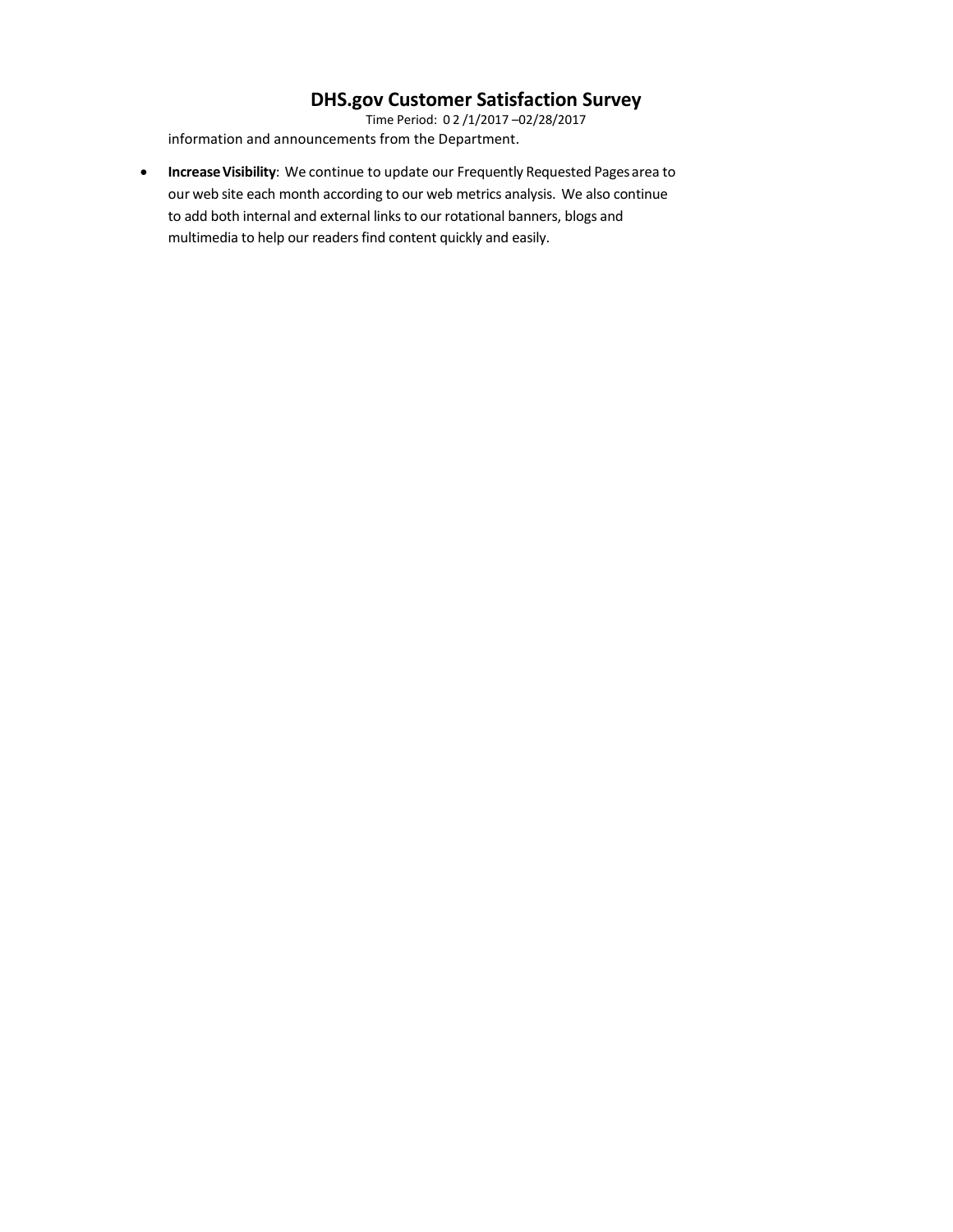information and announcements from the Department.

- **Increase Visibility**: We continue to update our Frequently Requested Pages area to our web site each month according to our web metrics analysis. We also continue to add both internal and external links to our rotational banners, blogs and multimedia to help our readers find content quickly and easily.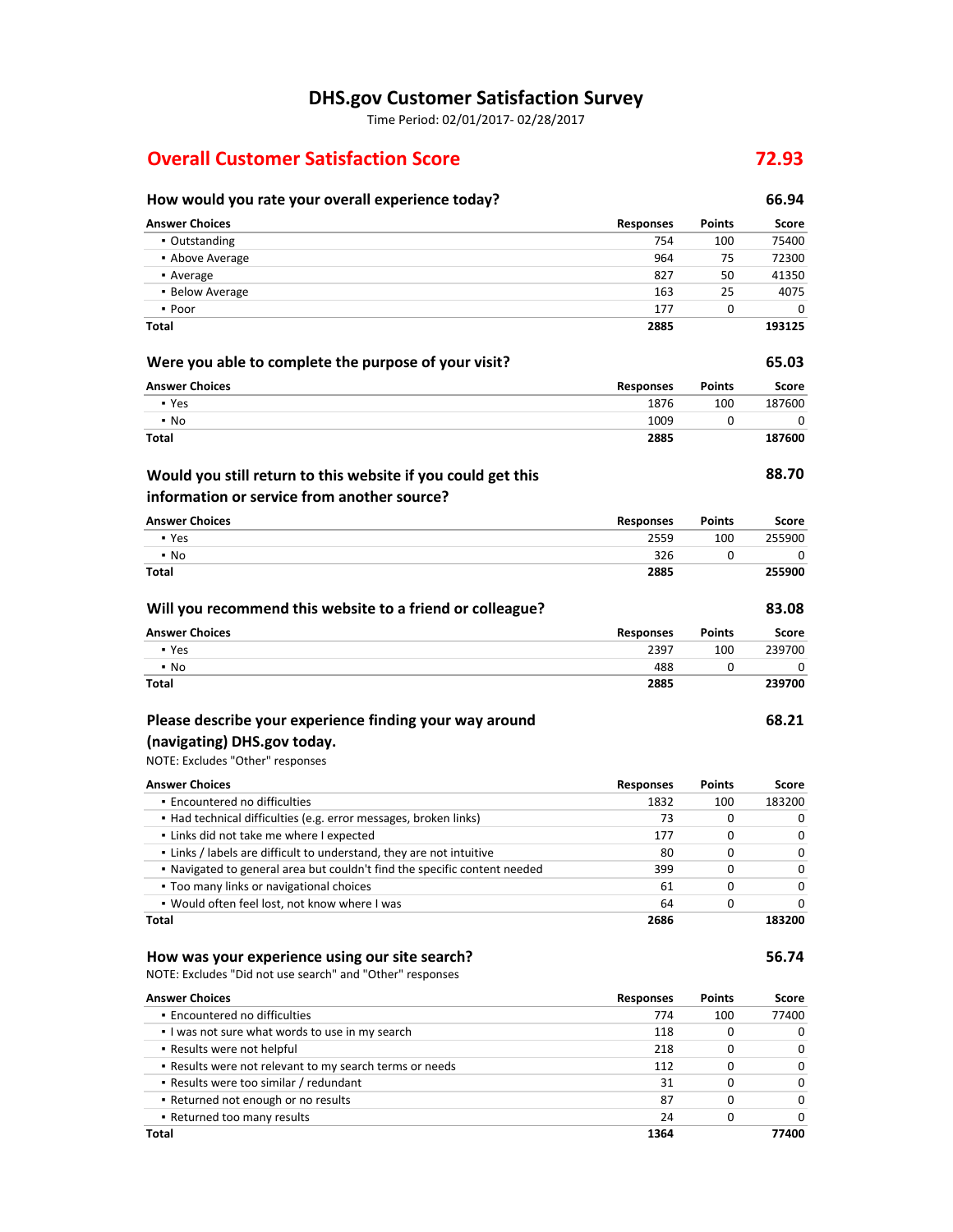# DHS.gov Customer Satisfaction Survey

Time Period: 02/01/2017- 02/28/2017

## Overall Customer Satisfaction Score — 72.93

### How would you rate your overall experience today? — 66.94

| Answer Choices | Responses | Points | Score |
|---|---|---|---|
| ▪ Outstanding | 754 | 100 | 75400 |
| ▪ Above Average | 964 | 75 | 72300 |
| ▪ Average | 827 | 50 | 41350 |
| ▪ Below Average | 163 | 25 | 4075 |
| ▪ Poor | 177 | 0 | 0 |
| **Total** | **2885** | | **193125** |

### Were you able to complete the purpose of your visit? — 65.03

| Answer Choices | Responses | Points | Score |
|---|---|---|---|
| ▪ Yes | 1876 | 100 | 187600 |
| ▪ No | 1009 | 0 | 0 |
| **Total** | **2885** | | **187600** |

### Would you still return to this website if you could get this information or service from another source? — 88.70

| Answer Choices | Responses | Points | Score |
|---|---|---|---|
| ▪ Yes | 2559 | 100 | 255900 |
| ▪ No | 326 | 0 | 0 |
| **Total** | **2885** | | **255900** |

### Will you recommend this website to a friend or colleague? — 83.08

| Answer Choices | Responses | Points | Score |
|---|---|---|---|
| ▪ Yes | 2397 | 100 | 239700 |
| ▪ No | 488 | 0 | 0 |
| **Total** | **2885** | | **239700** |

### Please describe your experience finding your way around (navigating) DHS.gov today. — 68.21

NOTE: Excludes "Other" responses

| Answer Choices | Responses | Points | Score |
|---|---|---|---|
| ▪ Encountered no difficulties | 1832 | 100 | 183200 |
| ▪ Had technical difficulties (e.g. error messages, broken links) | 73 | 0 | 0 |
| ▪ Links did not take me where I expected | 177 | 0 | 0 |
| ▪ Links / labels are difficult to understand, they are not intuitive | 80 | 0 | 0 |
| ▪ Navigated to general area but couldn't find the specific content needed | 399 | 0 | 0 |
| ▪ Too many links or navigational choices | 61 | 0 | 0 |
| ▪ Would often feel lost, not know where I was | 64 | 0 | 0 |
| **Total** | **2686** | | **183200** |

### How was your experience using our site search? — 56.74

NOTE: Excludes "Did not use search" and "Other" responses

| Answer Choices | Responses | Points | Score |
|---|---|---|---|
| ▪ Encountered no difficulties | 774 | 100 | 77400 |
| ▪ I was not sure what words to use in my search | 118 | 0 | 0 |
| ▪ Results were not helpful | 218 | 0 | 0 |
| ▪ Results were not relevant to my search terms or needs | 112 | 0 | 0 |
| ▪ Results were too similar / redundant | 31 | 0 | 0 |
| ▪ Returned not enough or no results | 87 | 0 | 0 |
| ▪ Returned too many results | 24 | 0 | 0 |
| **Total** | **1364** | | **77400** |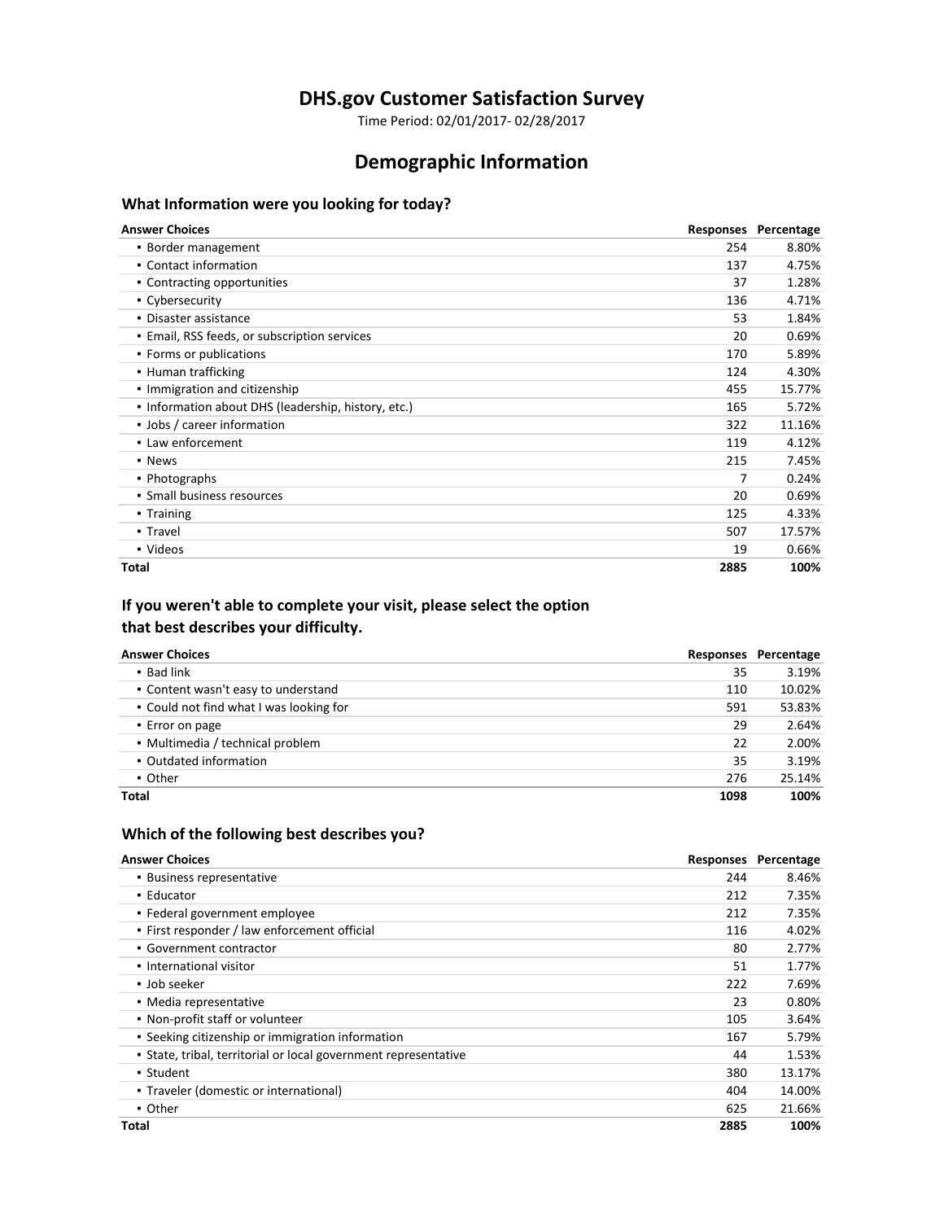# DHS.gov Customer Satisfaction Survey

Time Period: 02/01/2017- 02/28/2017

## Demographic Information

### What Information were you looking for today?

| Answer Choices | Responses | Percentage |
|---|---|---|
| ▪ Border management | 254 | 8.80% |
| ▪ Contact information | 137 | 4.75% |
| ▪ Contracting opportunities | 37 | 1.28% |
| ▪ Cybersecurity | 136 | 4.71% |
| ▪ Disaster assistance | 53 | 1.84% |
| ▪ Email, RSS feeds, or subscription services | 20 | 0.69% |
| ▪ Forms or publications | 170 | 5.89% |
| ▪ Human trafficking | 124 | 4.30% |
| ▪ Immigration and citizenship | 455 | 15.77% |
| ▪ Information about DHS (leadership, history, etc.) | 165 | 5.72% |
| ▪ Jobs / career information | 322 | 11.16% |
| ▪ Law enforcement | 119 | 4.12% |
| ▪ News | 215 | 7.45% |
| ▪ Photographs | 7 | 0.24% |
| ▪ Small business resources | 20 | 0.69% |
| ▪ Training | 125 | 4.33% |
| ▪ Travel | 507 | 17.57% |
| ▪ Videos | 19 | 0.66% |
| **Total** | **2885** | **100%** |

### If you weren't able to complete your visit, please select the option that best describes your difficulty.

| Answer Choices | Responses | Percentage |
|---|---|---|
| ▪ Bad link | 35 | 3.19% |
| ▪ Content wasn't easy to understand | 110 | 10.02% |
| ▪ Could not find what I was looking for | 591 | 53.83% |
| ▪ Error on page | 29 | 2.64% |
| ▪ Multimedia / technical problem | 22 | 2.00% |
| ▪ Outdated information | 35 | 3.19% |
| ▪ Other | 276 | 25.14% |
| **Total** | **1098** | **100%** |

### Which of the following best describes you?

| Answer Choices | Responses | Percentage |
|---|---|---|
| ▪ Business representative | 244 | 8.46% |
| ▪ Educator | 212 | 7.35% |
| ▪ Federal government employee | 212 | 7.35% |
| ▪ First responder / law enforcement official | 116 | 4.02% |
| ▪ Government contractor | 80 | 2.77% |
| ▪ International visitor | 51 | 1.77% |
| ▪ Job seeker | 222 | 7.69% |
| ▪ Media representative | 23 | 0.80% |
| ▪ Non-profit staff or volunteer | 105 | 3.64% |
| ▪ Seeking citizenship or immigration information | 167 | 5.79% |
| ▪ State, tribal, territorial or local government representative | 44 | 1.53% |
| ▪ Student | 380 | 13.17% |
| ▪ Traveler (domestic or international) | 404 | 14.00% |
| ▪ Other | 625 | 21.66% |
| **Total** | **2885** | **100%** |